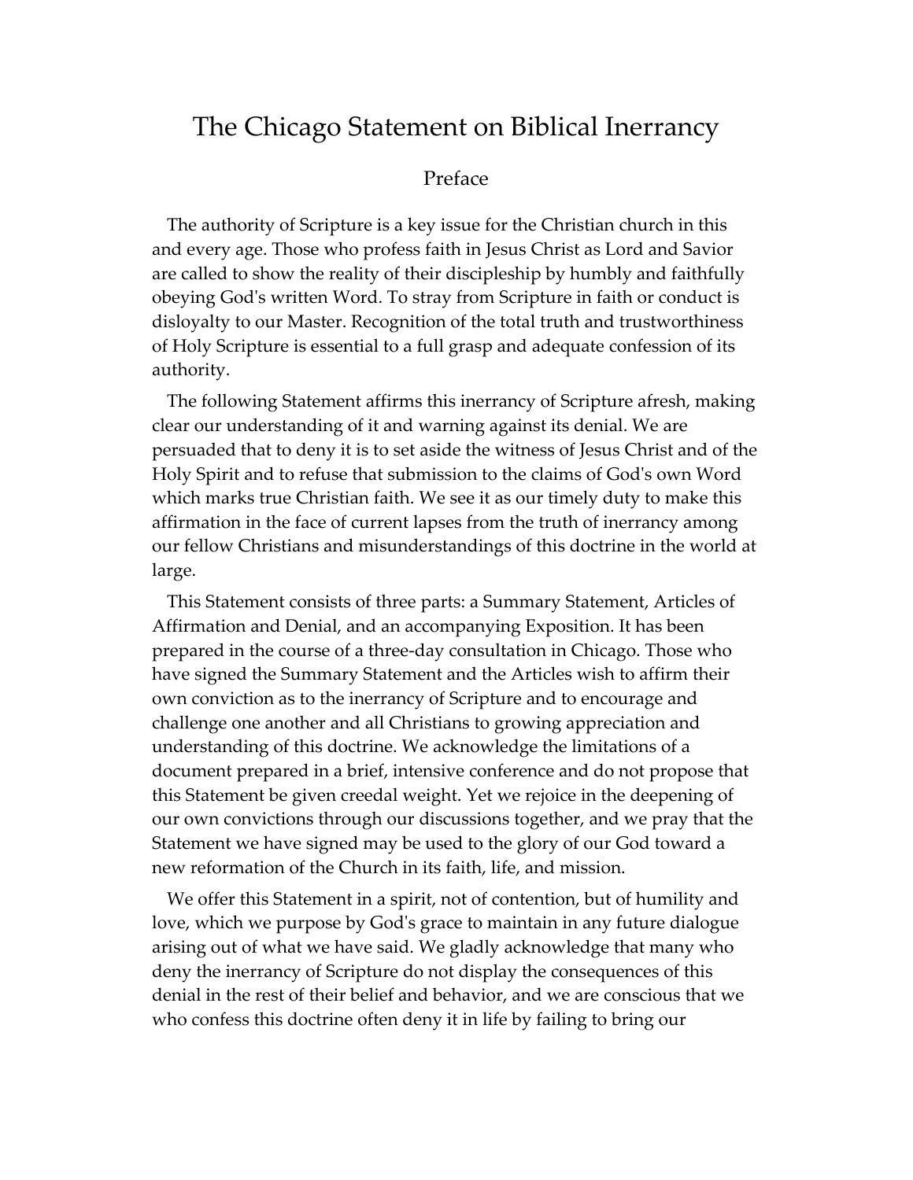# The Chicago Statement on Biblical Inerrancy

## Preface

The authority of Scripture is a key issue for the Christian church in this and every age. Those who profess faith in Jesus Christ as Lord and Savior are called to show the reality of their discipleship by humbly and faithfully obeying God's written Word. To stray from Scripture in faith or conduct is disloyalty to our Master. Recognition of the total truth and trustworthiness of Holy Scripture is essential to a full grasp and adequate confession of its authority.

The following Statement affirms this inerrancy of Scripture afresh, making clear our understanding of it and warning against its denial. We are persuaded that to deny it is to set aside the witness of Jesus Christ and of the Holy Spirit and to refuse that submission to the claims of God's own Word which marks true Christian faith. We see it as our timely duty to make this affirmation in the face of current lapses from the truth of inerrancy among our fellow Christians and misunderstandings of this doctrine in the world at large.

This Statement consists of three parts: a Summary Statement, Articles of Affirmation and Denial, and an accompanying Exposition. It has been prepared in the course of a three-day consultation in Chicago. Those who have signed the Summary Statement and the Articles wish to affirm their own conviction as to the inerrancy of Scripture and to encourage and challenge one another and all Christians to growing appreciation and understanding of this doctrine. We acknowledge the limitations of a document prepared in a brief, intensive conference and do not propose that this Statement be given creedal weight. Yet we rejoice in the deepening of our own convictions through our discussions together, and we pray that the Statement we have signed may be used to the glory of our God toward a new reformation of the Church in its faith, life, and mission.

We offer this Statement in a spirit, not of contention, but of humility and love, which we purpose by God's grace to maintain in any future dialogue arising out of what we have said. We gladly acknowledge that many who deny the inerrancy of Scripture do not display the consequences of this denial in the rest of their belief and behavior, and we are conscious that we who confess this doctrine often deny it in life by failing to bring our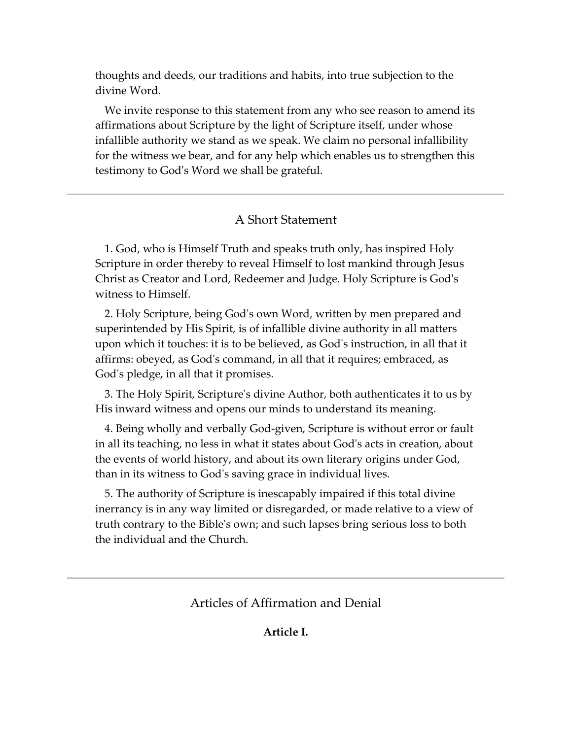thoughts and deeds, our traditions and habits, into true subjection to the divine Word.

We invite response to this statement from any who see reason to amend its affirmations about Scripture by the light of Scripture itself, under whose infallible authority we stand as we speak. We claim no personal infallibility for the witness we bear, and for any help which enables us to strengthen this testimony to God's Word we shall be grateful.

---

## A Short Statement

1. God, who is Himself Truth and speaks truth only, has inspired Holy Scripture in order thereby to reveal Himself to lost mankind through Jesus Christ as Creator and Lord, Redeemer and Judge. Holy Scripture is God's witness to Himself.

2. Holy Scripture, being God's own Word, written by men prepared and superintended by His Spirit, is of infallible divine authority in all matters upon which it touches: it is to be believed, as God's instruction, in all that it affirms: obeyed, as God's command, in all that it requires; embraced, as God's pledge, in all that it promises.

3. The Holy Spirit, Scripture's divine Author, both authenticates it to us by His inward witness and opens our minds to understand its meaning.

4. Being wholly and verbally God-given, Scripture is without error or fault in all its teaching, no less in what it states about God's acts in creation, about the events of world history, and about its own literary origins under God, than in its witness to God's saving grace in individual lives.

5. The authority of Scripture is inescapably impaired if this total divine inerrancy is in any way limited or disregarded, or made relative to a view of truth contrary to the Bible's own; and such lapses bring serious loss to both the individual and the Church.

---

## Articles of Affirmation and Denial

**Article I.**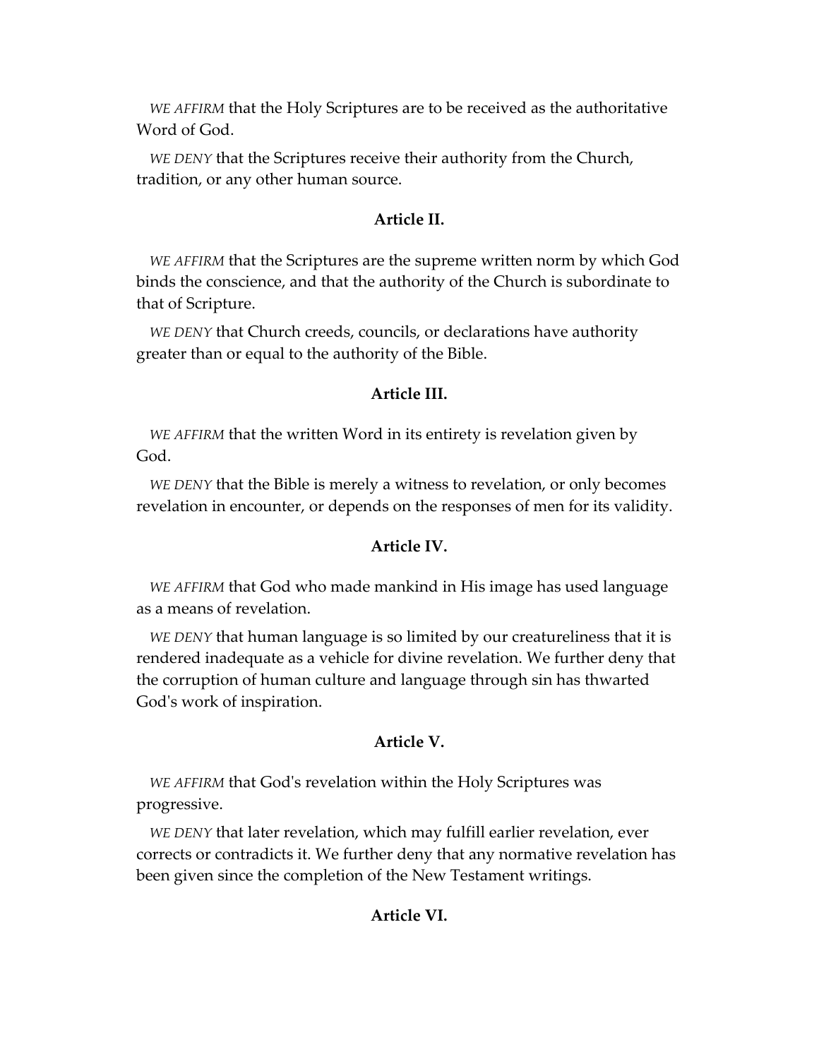*WE AFFIRM* that the Holy Scriptures are to be received as the authoritative Word of God.

*WE DENY* that the Scriptures receive their authority from the Church, tradition, or any other human source.

### Article II.

*WE AFFIRM* that the Scriptures are the supreme written norm by which God binds the conscience, and that the authority of the Church is subordinate to that of Scripture.

*WE DENY* that Church creeds, councils, or declarations have authority greater than or equal to the authority of the Bible.

### Article III.

*WE AFFIRM* that the written Word in its entirety is revelation given by God.

*WE DENY* that the Bible is merely a witness to revelation, or only becomes revelation in encounter, or depends on the responses of men for its validity.

### Article IV.

*WE AFFIRM* that God who made mankind in His image has used language as a means of revelation.

*WE DENY* that human language is so limited by our creatureliness that it is rendered inadequate as a vehicle for divine revelation. We further deny that the corruption of human culture and language through sin has thwarted God's work of inspiration.

### Article V.

*WE AFFIRM* that God's revelation within the Holy Scriptures was progressive.

*WE DENY* that later revelation, which may fulfill earlier revelation, ever corrects or contradicts it. We further deny that any normative revelation has been given since the completion of the New Testament writings.

### Article VI.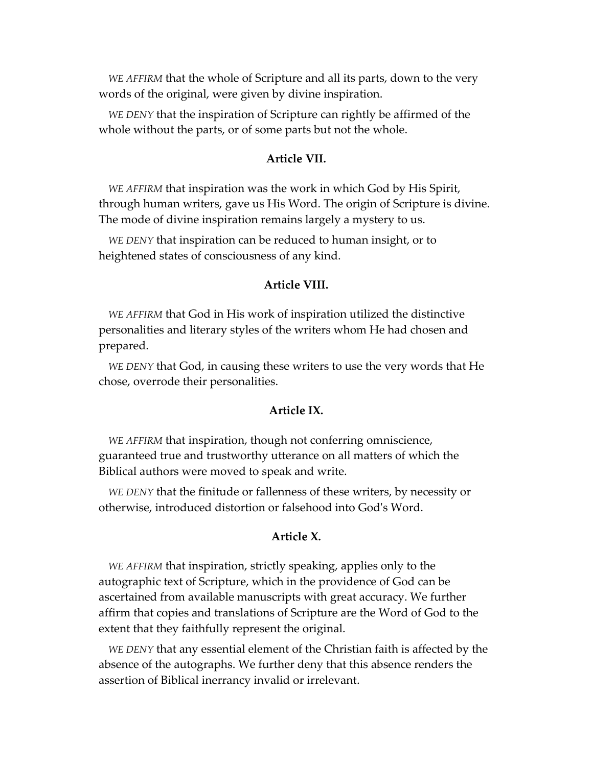*WE AFFIRM* that the whole of Scripture and all its parts, down to the very words of the original, were given by divine inspiration.

*WE DENY* that the inspiration of Scripture can rightly be affirmed of the whole without the parts, or of some parts but not the whole.

### Article VII.

*WE AFFIRM* that inspiration was the work in which God by His Spirit, through human writers, gave us His Word. The origin of Scripture is divine. The mode of divine inspiration remains largely a mystery to us.

*WE DENY* that inspiration can be reduced to human insight, or to heightened states of consciousness of any kind.

### Article VIII.

*WE AFFIRM* that God in His work of inspiration utilized the distinctive personalities and literary styles of the writers whom He had chosen and prepared.

*WE DENY* that God, in causing these writers to use the very words that He chose, overrode their personalities.

### Article IX.

*WE AFFIRM* that inspiration, though not conferring omniscience, guaranteed true and trustworthy utterance on all matters of which the Biblical authors were moved to speak and write.

*WE DENY* that the finitude or fallenness of these writers, by necessity or otherwise, introduced distortion or falsehood into God's Word.

### Article X.

*WE AFFIRM* that inspiration, strictly speaking, applies only to the autographic text of Scripture, which in the providence of God can be ascertained from available manuscripts with great accuracy. We further affirm that copies and translations of Scripture are the Word of God to the extent that they faithfully represent the original.

*WE DENY* that any essential element of the Christian faith is affected by the absence of the autographs. We further deny that this absence renders the assertion of Biblical inerrancy invalid or irrelevant.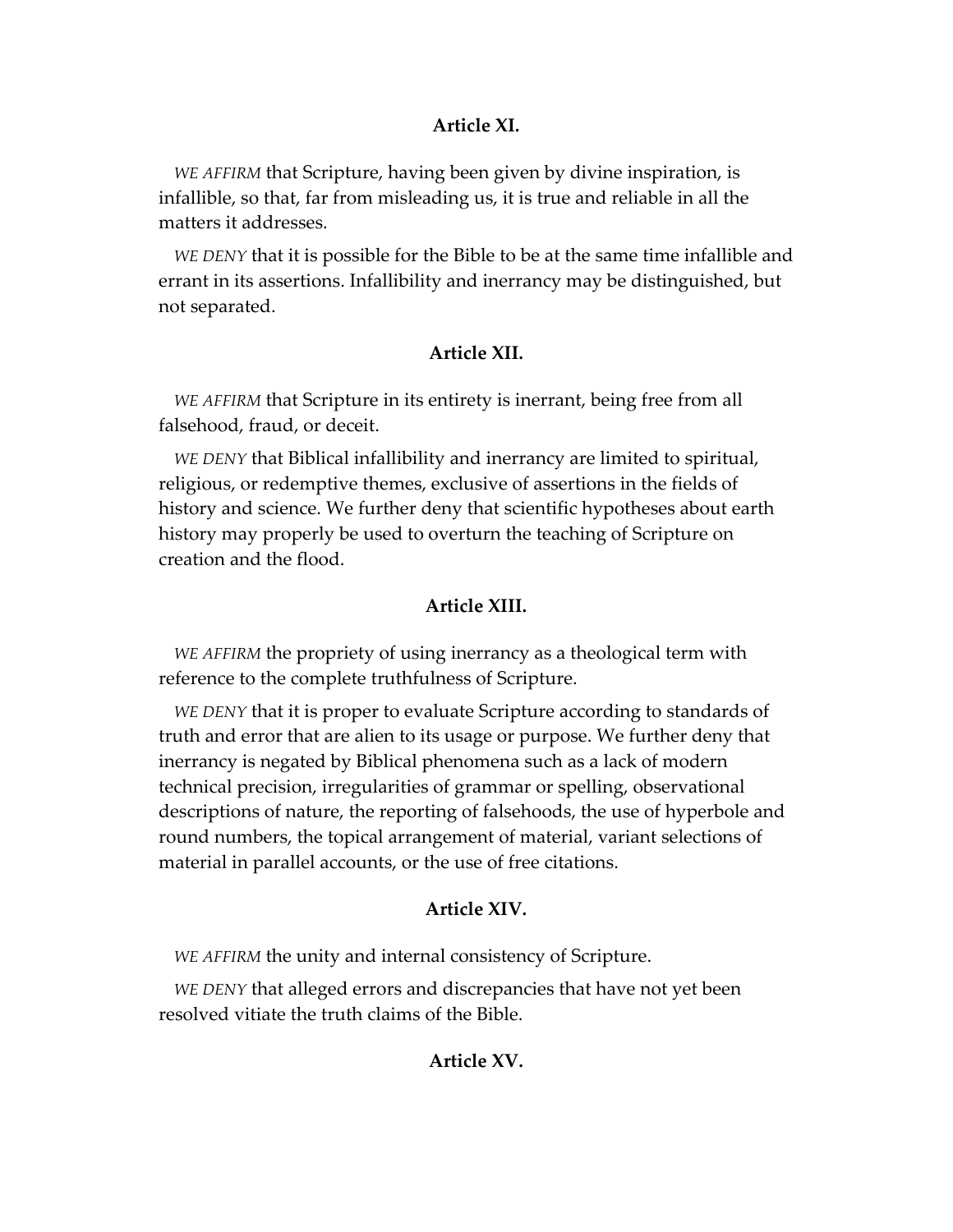### Article XI.

*WE AFFIRM* that Scripture, having been given by divine inspiration, is infallible, so that, far from misleading us, it is true and reliable in all the matters it addresses.

*WE DENY* that it is possible for the Bible to be at the same time infallible and errant in its assertions. Infallibility and inerrancy may be distinguished, but not separated.

### Article XII.

*WE AFFIRM* that Scripture in its entirety is inerrant, being free from all falsehood, fraud, or deceit.

*WE DENY* that Biblical infallibility and inerrancy are limited to spiritual, religious, or redemptive themes, exclusive of assertions in the fields of history and science. We further deny that scientific hypotheses about earth history may properly be used to overturn the teaching of Scripture on creation and the flood.

### Article XIII.

*WE AFFIRM* the propriety of using inerrancy as a theological term with reference to the complete truthfulness of Scripture.

*WE DENY* that it is proper to evaluate Scripture according to standards of truth and error that are alien to its usage or purpose. We further deny that inerrancy is negated by Biblical phenomena such as a lack of modern technical precision, irregularities of grammar or spelling, observational descriptions of nature, the reporting of falsehoods, the use of hyperbole and round numbers, the topical arrangement of material, variant selections of material in parallel accounts, or the use of free citations.

### Article XIV.

*WE AFFIRM* the unity and internal consistency of Scripture.

*WE DENY* that alleged errors and discrepancies that have not yet been resolved vitiate the truth claims of the Bible.

### Article XV.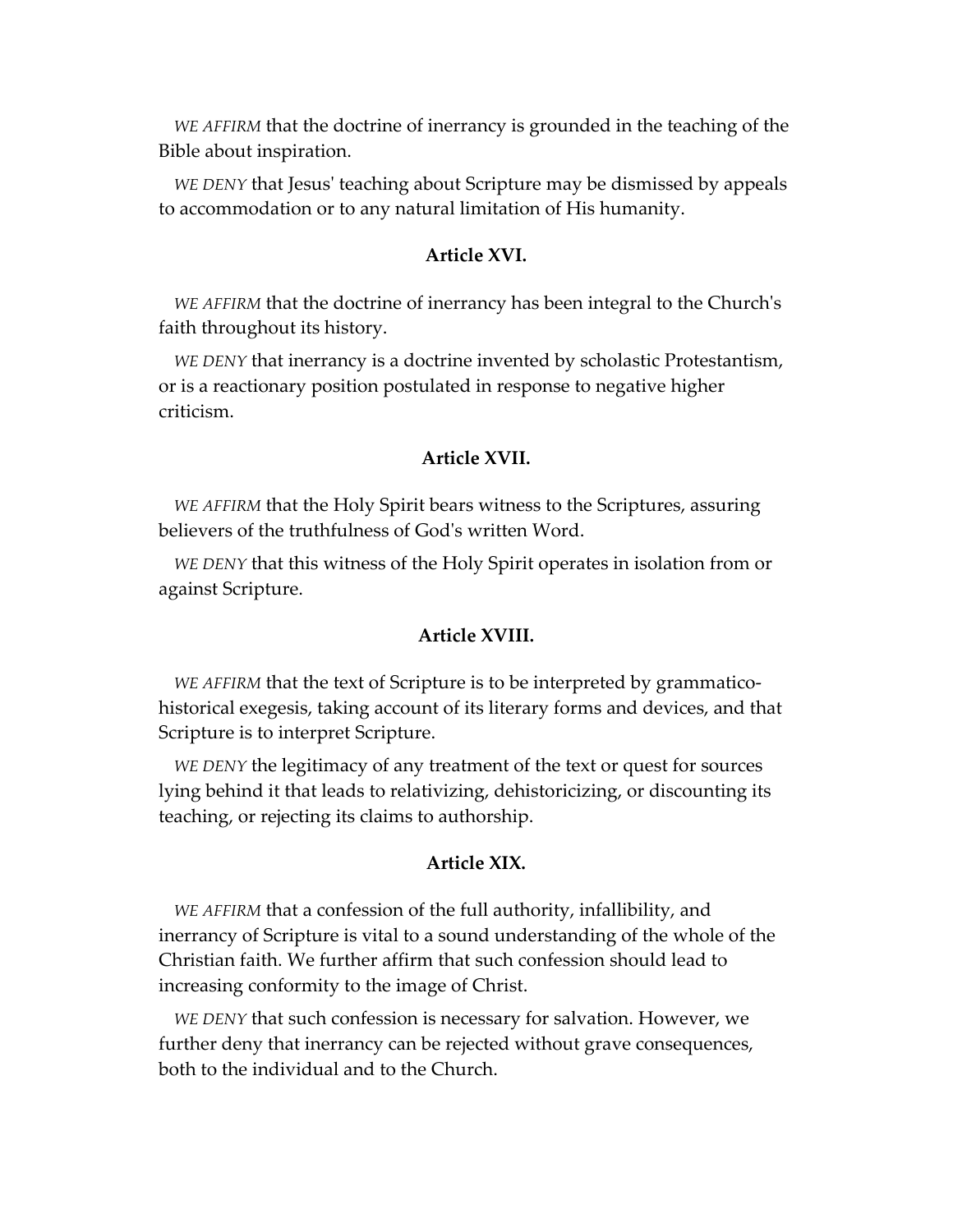*WE AFFIRM* that the doctrine of inerrancy is grounded in the teaching of the Bible about inspiration.

*WE DENY* that Jesus' teaching about Scripture may be dismissed by appeals to accommodation or to any natural limitation of His humanity.

### Article XVI.

*WE AFFIRM* that the doctrine of inerrancy has been integral to the Church's faith throughout its history.

*WE DENY* that inerrancy is a doctrine invented by scholastic Protestantism, or is a reactionary position postulated in response to negative higher criticism.

### Article XVII.

*WE AFFIRM* that the Holy Spirit bears witness to the Scriptures, assuring believers of the truthfulness of God's written Word.

*WE DENY* that this witness of the Holy Spirit operates in isolation from or against Scripture.

### Article XVIII.

*WE AFFIRM* that the text of Scripture is to be interpreted by grammatico-historical exegesis, taking account of its literary forms and devices, and that Scripture is to interpret Scripture.

*WE DENY* the legitimacy of any treatment of the text or quest for sources lying behind it that leads to relativizing, dehistoricizing, or discounting its teaching, or rejecting its claims to authorship.

### Article XIX.

*WE AFFIRM* that a confession of the full authority, infallibility, and inerrancy of Scripture is vital to a sound understanding of the whole of the Christian faith. We further affirm that such confession should lead to increasing conformity to the image of Christ.

*WE DENY* that such confession is necessary for salvation. However, we further deny that inerrancy can be rejected without grave consequences, both to the individual and to the Church.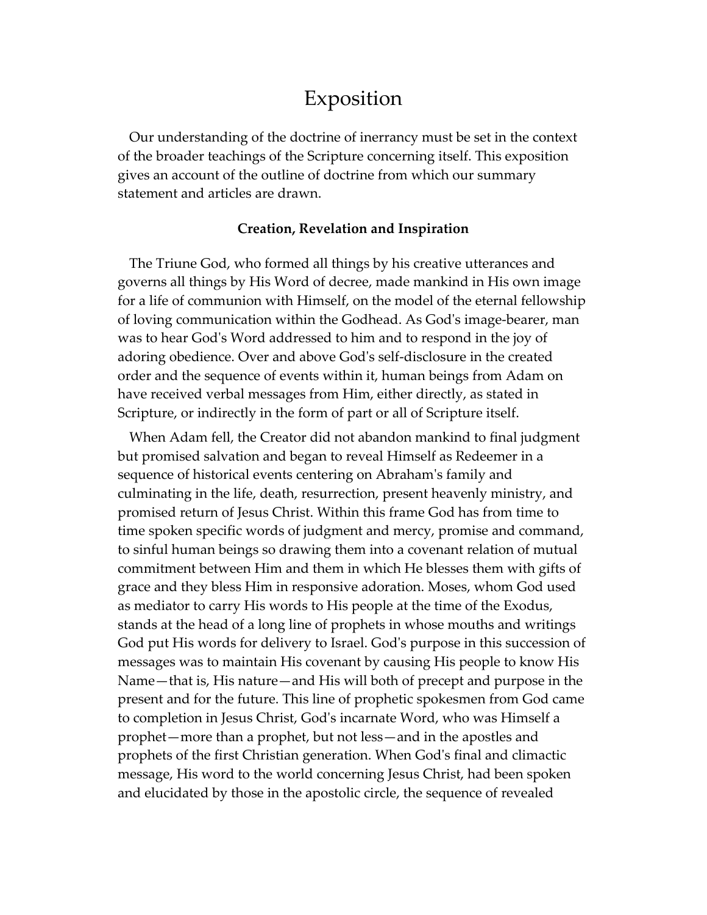# Exposition

Our understanding of the doctrine of inerrancy must be set in the context of the broader teachings of the Scripture concerning itself. This exposition gives an account of the outline of doctrine from which our summary statement and articles are drawn.

### Creation, Revelation and Inspiration

The Triune God, who formed all things by his creative utterances and governs all things by His Word of decree, made mankind in His own image for a life of communion with Himself, on the model of the eternal fellowship of loving communication within the Godhead. As God's image-bearer, man was to hear God's Word addressed to him and to respond in the joy of adoring obedience. Over and above God's self-disclosure in the created order and the sequence of events within it, human beings from Adam on have received verbal messages from Him, either directly, as stated in Scripture, or indirectly in the form of part or all of Scripture itself.

When Adam fell, the Creator did not abandon mankind to final judgment but promised salvation and began to reveal Himself as Redeemer in a sequence of historical events centering on Abraham's family and culminating in the life, death, resurrection, present heavenly ministry, and promised return of Jesus Christ. Within this frame God has from time to time spoken specific words of judgment and mercy, promise and command, to sinful human beings so drawing them into a covenant relation of mutual commitment between Him and them in which He blesses them with gifts of grace and they bless Him in responsive adoration. Moses, whom God used as mediator to carry His words to His people at the time of the Exodus, stands at the head of a long line of prophets in whose mouths and writings God put His words for delivery to Israel. God's purpose in this succession of messages was to maintain His covenant by causing His people to know His Name—that is, His nature—and His will both of precept and purpose in the present and for the future. This line of prophetic spokesmen from God came to completion in Jesus Christ, God's incarnate Word, who was Himself a prophet—more than a prophet, but not less—and in the apostles and prophets of the first Christian generation. When God's final and climactic message, His word to the world concerning Jesus Christ, had been spoken and elucidated by those in the apostolic circle, the sequence of revealed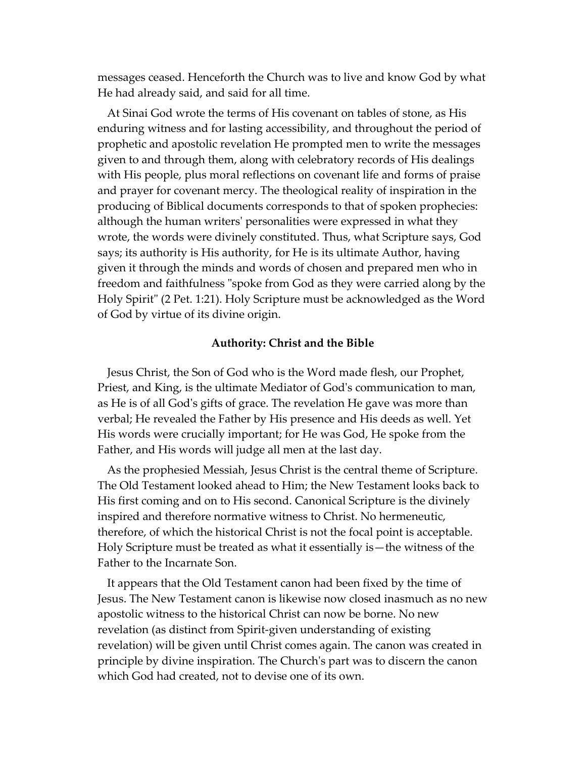messages ceased. Henceforth the Church was to live and know God by what He had already said, and said for all time.

At Sinai God wrote the terms of His covenant on tables of stone, as His enduring witness and for lasting accessibility, and throughout the period of prophetic and apostolic revelation He prompted men to write the messages given to and through them, along with celebratory records of His dealings with His people, plus moral reflections on covenant life and forms of praise and prayer for covenant mercy. The theological reality of inspiration in the producing of Biblical documents corresponds to that of spoken prophecies: although the human writers' personalities were expressed in what they wrote, the words were divinely constituted. Thus, what Scripture says, God says; its authority is His authority, for He is its ultimate Author, having given it through the minds and words of chosen and prepared men who in freedom and faithfulness "spoke from God as they were carried along by the Holy Spirit" (2 Pet. 1:21). Holy Scripture must be acknowledged as the Word of God by virtue of its divine origin.

### Authority: Christ and the Bible

Jesus Christ, the Son of God who is the Word made flesh, our Prophet, Priest, and King, is the ultimate Mediator of God's communication to man, as He is of all God's gifts of grace. The revelation He gave was more than verbal; He revealed the Father by His presence and His deeds as well. Yet His words were crucially important; for He was God, He spoke from the Father, and His words will judge all men at the last day.

As the prophesied Messiah, Jesus Christ is the central theme of Scripture. The Old Testament looked ahead to Him; the New Testament looks back to His first coming and on to His second. Canonical Scripture is the divinely inspired and therefore normative witness to Christ. No hermeneutic, therefore, of which the historical Christ is not the focal point is acceptable. Holy Scripture must be treated as what it essentially is—the witness of the Father to the Incarnate Son.

It appears that the Old Testament canon had been fixed by the time of Jesus. The New Testament canon is likewise now closed inasmuch as no new apostolic witness to the historical Christ can now be borne. No new revelation (as distinct from Spirit-given understanding of existing revelation) will be given until Christ comes again. The canon was created in principle by divine inspiration. The Church's part was to discern the canon which God had created, not to devise one of its own.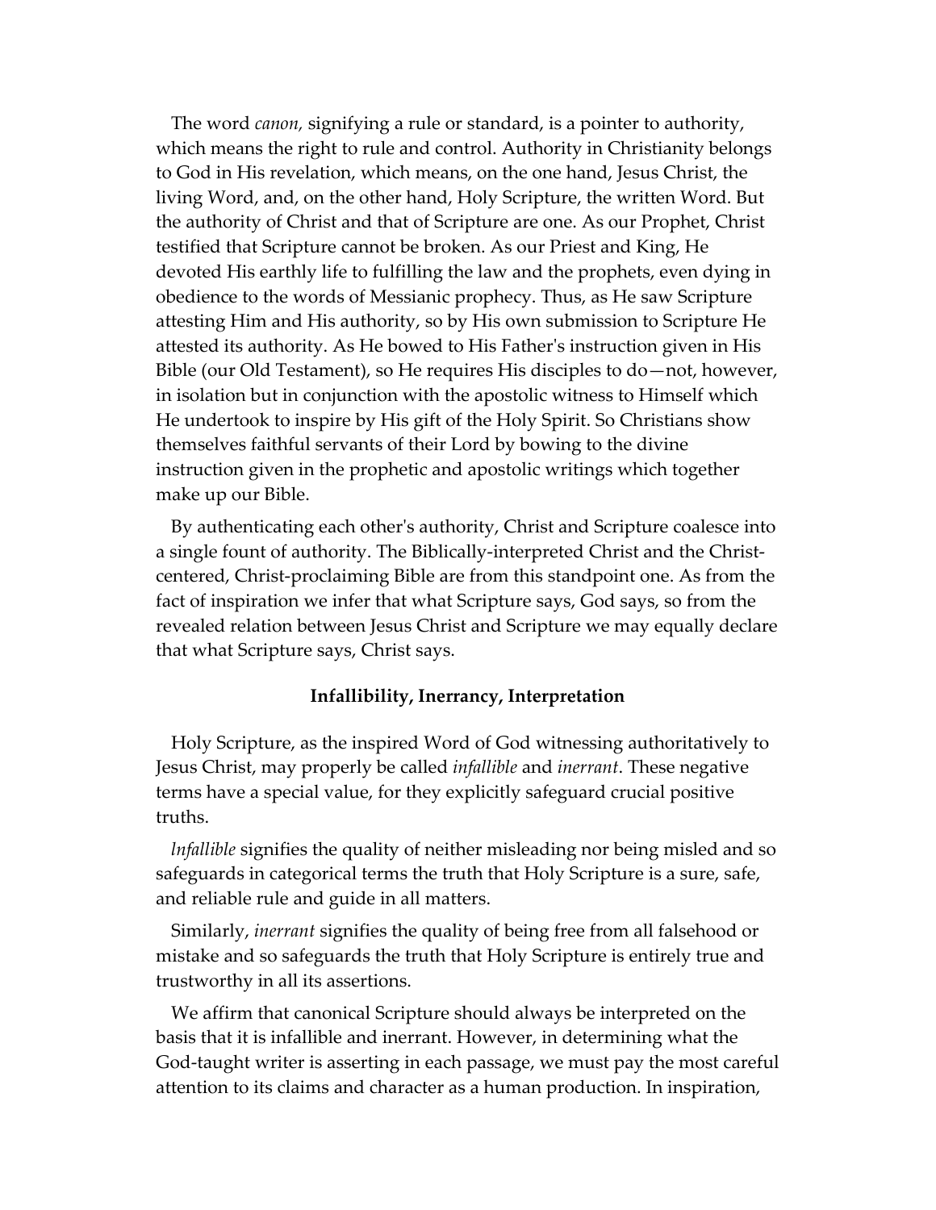The word *canon,* signifying a rule or standard, is a pointer to authority, which means the right to rule and control. Authority in Christianity belongs to God in His revelation, which means, on the one hand, Jesus Christ, the living Word, and, on the other hand, Holy Scripture, the written Word. But the authority of Christ and that of Scripture are one. As our Prophet, Christ testified that Scripture cannot be broken. As our Priest and King, He devoted His earthly life to fulfilling the law and the prophets, even dying in obedience to the words of Messianic prophecy. Thus, as He saw Scripture attesting Him and His authority, so by His own submission to Scripture He attested its authority. As He bowed to His Father's instruction given in His Bible (our Old Testament), so He requires His disciples to do—not, however, in isolation but in conjunction with the apostolic witness to Himself which He undertook to inspire by His gift of the Holy Spirit. So Christians show themselves faithful servants of their Lord by bowing to the divine instruction given in the prophetic and apostolic writings which together make up our Bible.

By authenticating each other's authority, Christ and Scripture coalesce into a single fount of authority. The Biblically-interpreted Christ and the Christ-centered, Christ-proclaiming Bible are from this standpoint one. As from the fact of inspiration we infer that what Scripture says, God says, so from the revealed relation between Jesus Christ and Scripture we may equally declare that what Scripture says, Christ says.

### Infallibility, Inerrancy, Interpretation

Holy Scripture, as the inspired Word of God witnessing authoritatively to Jesus Christ, may properly be called *infallible* and *inerrant*. These negative terms have a special value, for they explicitly safeguard crucial positive truths.

*lnfallible* signifies the quality of neither misleading nor being misled and so safeguards in categorical terms the truth that Holy Scripture is a sure, safe, and reliable rule and guide in all matters.

Similarly, *inerrant* signifies the quality of being free from all falsehood or mistake and so safeguards the truth that Holy Scripture is entirely true and trustworthy in all its assertions.

We affirm that canonical Scripture should always be interpreted on the basis that it is infallible and inerrant. However, in determining what the God-taught writer is asserting in each passage, we must pay the most careful attention to its claims and character as a human production. In inspiration,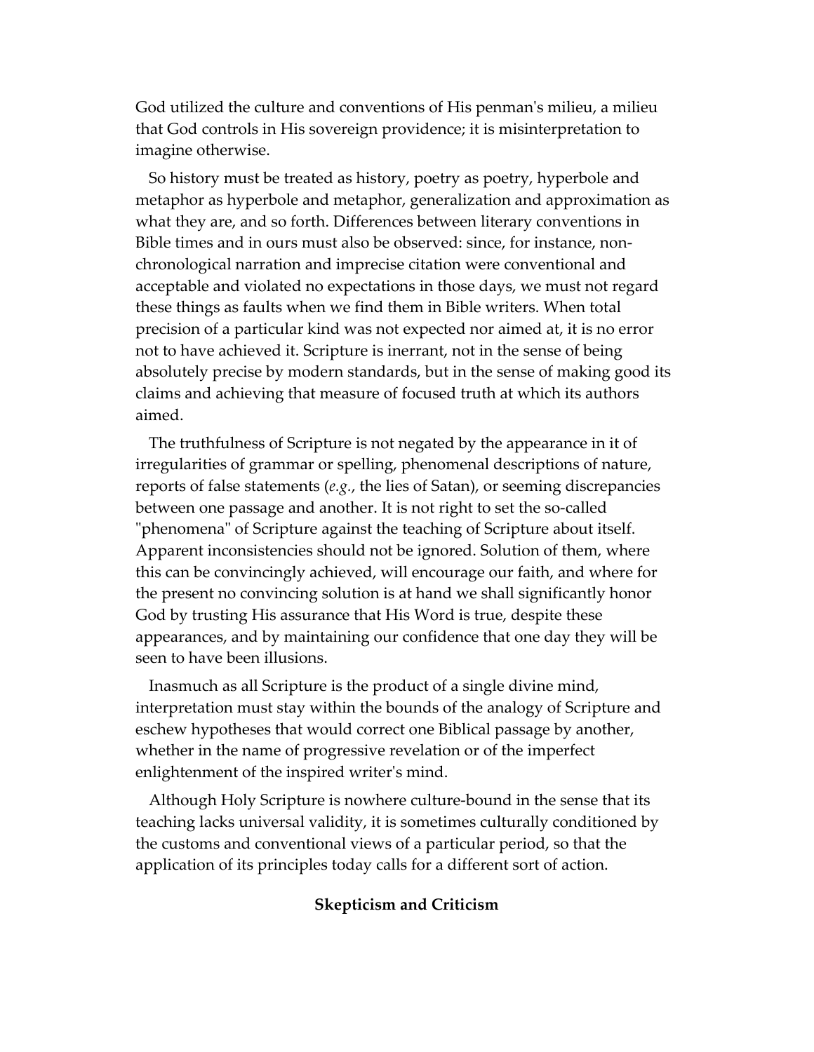God utilized the culture and conventions of His penman's milieu, a milieu that God controls in His sovereign providence; it is misinterpretation to imagine otherwise.

So history must be treated as history, poetry as poetry, hyperbole and metaphor as hyperbole and metaphor, generalization and approximation as what they are, and so forth. Differences between literary conventions in Bible times and in ours must also be observed: since, for instance, non-chronological narration and imprecise citation were conventional and acceptable and violated no expectations in those days, we must not regard these things as faults when we find them in Bible writers. When total precision of a particular kind was not expected nor aimed at, it is no error not to have achieved it. Scripture is inerrant, not in the sense of being absolutely precise by modern standards, but in the sense of making good its claims and achieving that measure of focused truth at which its authors aimed.

The truthfulness of Scripture is not negated by the appearance in it of irregularities of grammar or spelling, phenomenal descriptions of nature, reports of false statements (*e.g.*, the lies of Satan), or seeming discrepancies between one passage and another. It is not right to set the so-called "phenomena" of Scripture against the teaching of Scripture about itself. Apparent inconsistencies should not be ignored. Solution of them, where this can be convincingly achieved, will encourage our faith, and where for the present no convincing solution is at hand we shall significantly honor God by trusting His assurance that His Word is true, despite these appearances, and by maintaining our confidence that one day they will be seen to have been illusions.

Inasmuch as all Scripture is the product of a single divine mind, interpretation must stay within the bounds of the analogy of Scripture and eschew hypotheses that would correct one Biblical passage by another, whether in the name of progressive revelation or of the imperfect enlightenment of the inspired writer's mind.

Although Holy Scripture is nowhere culture-bound in the sense that its teaching lacks universal validity, it is sometimes culturally conditioned by the customs and conventional views of a particular period, so that the application of its principles today calls for a different sort of action.

### Skepticism and Criticism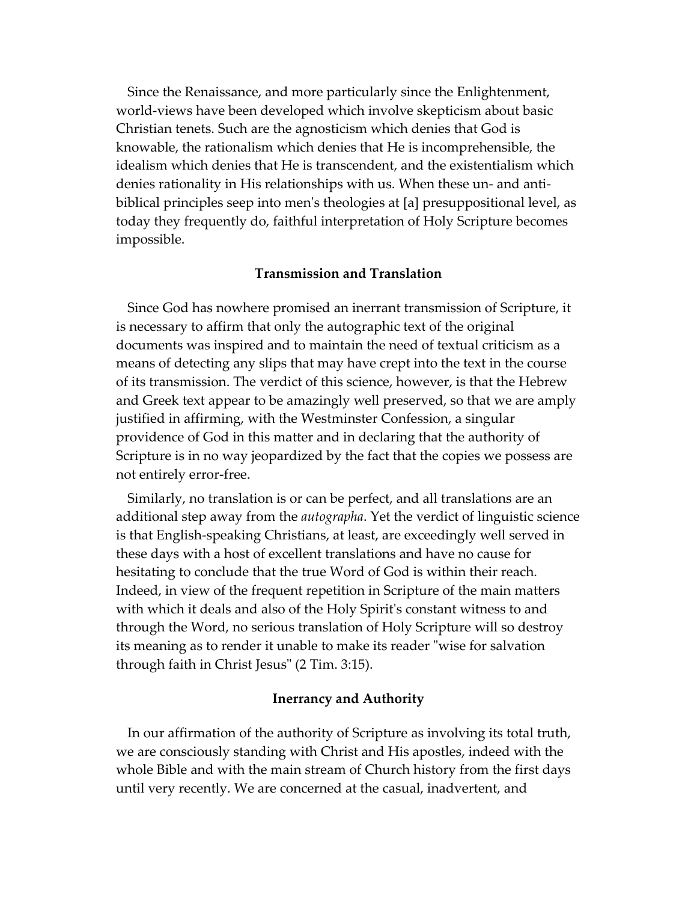Since the Renaissance, and more particularly since the Enlightenment, world-views have been developed which involve skepticism about basic Christian tenets. Such are the agnosticism which denies that God is knowable, the rationalism which denies that He is incomprehensible, the idealism which denies that He is transcendent, and the existentialism which denies rationality in His relationships with us. When these un- and anti-biblical principles seep into men's theologies at [a] presuppositional level, as today they frequently do, faithful interpretation of Holy Scripture becomes impossible.

### Transmission and Translation

Since God has nowhere promised an inerrant transmission of Scripture, it is necessary to affirm that only the autographic text of the original documents was inspired and to maintain the need of textual criticism as a means of detecting any slips that may have crept into the text in the course of its transmission. The verdict of this science, however, is that the Hebrew and Greek text appear to be amazingly well preserved, so that we are amply justified in affirming, with the Westminster Confession, a singular providence of God in this matter and in declaring that the authority of Scripture is in no way jeopardized by the fact that the copies we possess are not entirely error-free.

Similarly, no translation is or can be perfect, and all translations are an additional step away from the *autographa*. Yet the verdict of linguistic science is that English-speaking Christians, at least, are exceedingly well served in these days with a host of excellent translations and have no cause for hesitating to conclude that the true Word of God is within their reach. Indeed, in view of the frequent repetition in Scripture of the main matters with which it deals and also of the Holy Spirit's constant witness to and through the Word, no serious translation of Holy Scripture will so destroy its meaning as to render it unable to make its reader "wise for salvation through faith in Christ Jesus" (2 Tim. 3:15).

### Inerrancy and Authority

In our affirmation of the authority of Scripture as involving its total truth, we are consciously standing with Christ and His apostles, indeed with the whole Bible and with the main stream of Church history from the first days until very recently. We are concerned at the casual, inadvertent, and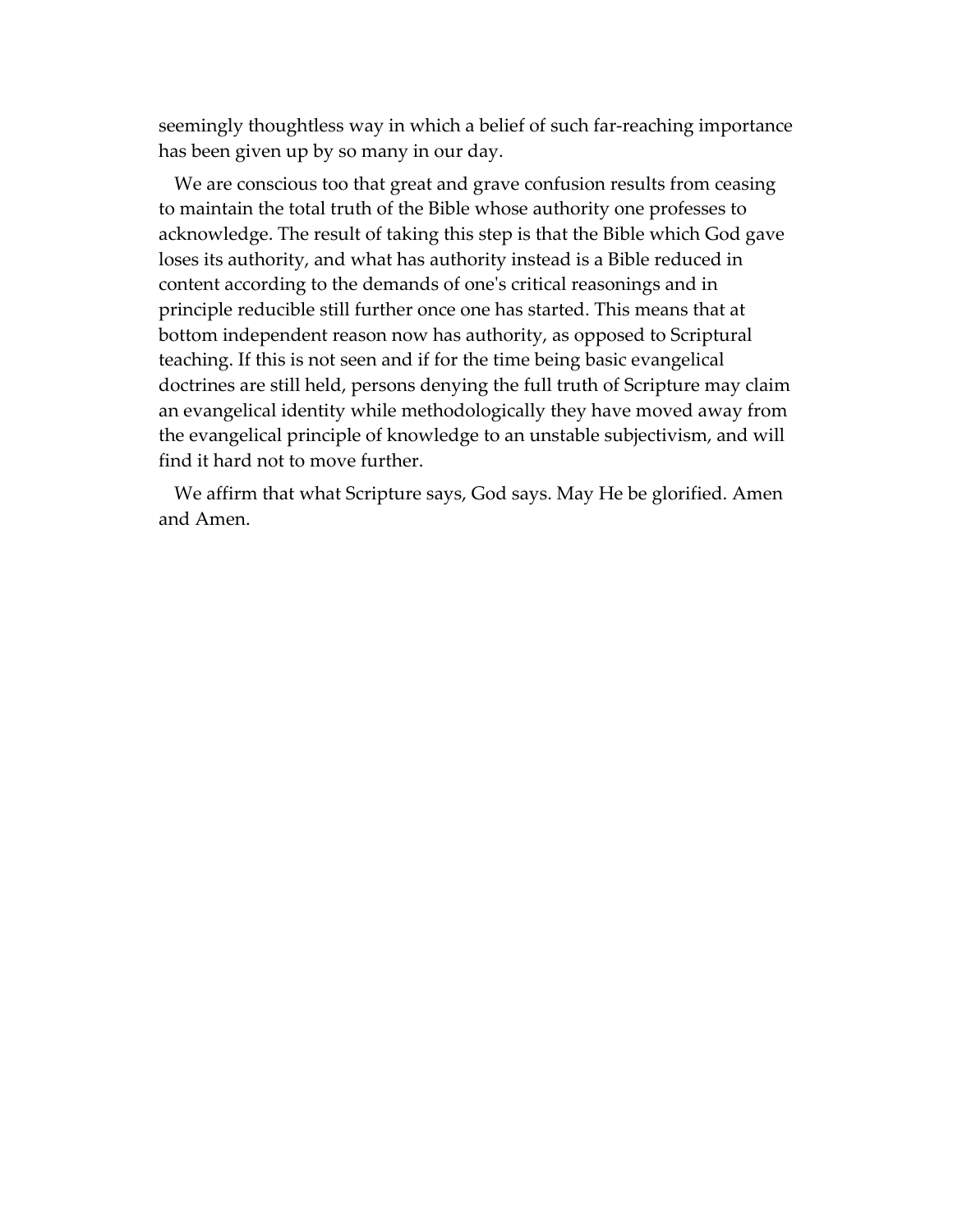seemingly thoughtless way in which a belief of such far-reaching importance has been given up by so many in our day.

We are conscious too that great and grave confusion results from ceasing to maintain the total truth of the Bible whose authority one professes to acknowledge. The result of taking this step is that the Bible which God gave loses its authority, and what has authority instead is a Bible reduced in content according to the demands of one's critical reasonings and in principle reducible still further once one has started. This means that at bottom independent reason now has authority, as opposed to Scriptural teaching. If this is not seen and if for the time being basic evangelical doctrines are still held, persons denying the full truth of Scripture may claim an evangelical identity while methodologically they have moved away from the evangelical principle of knowledge to an unstable subjectivism, and will find it hard not to move further.

We affirm that what Scripture says, God says. May He be glorified. Amen and Amen.